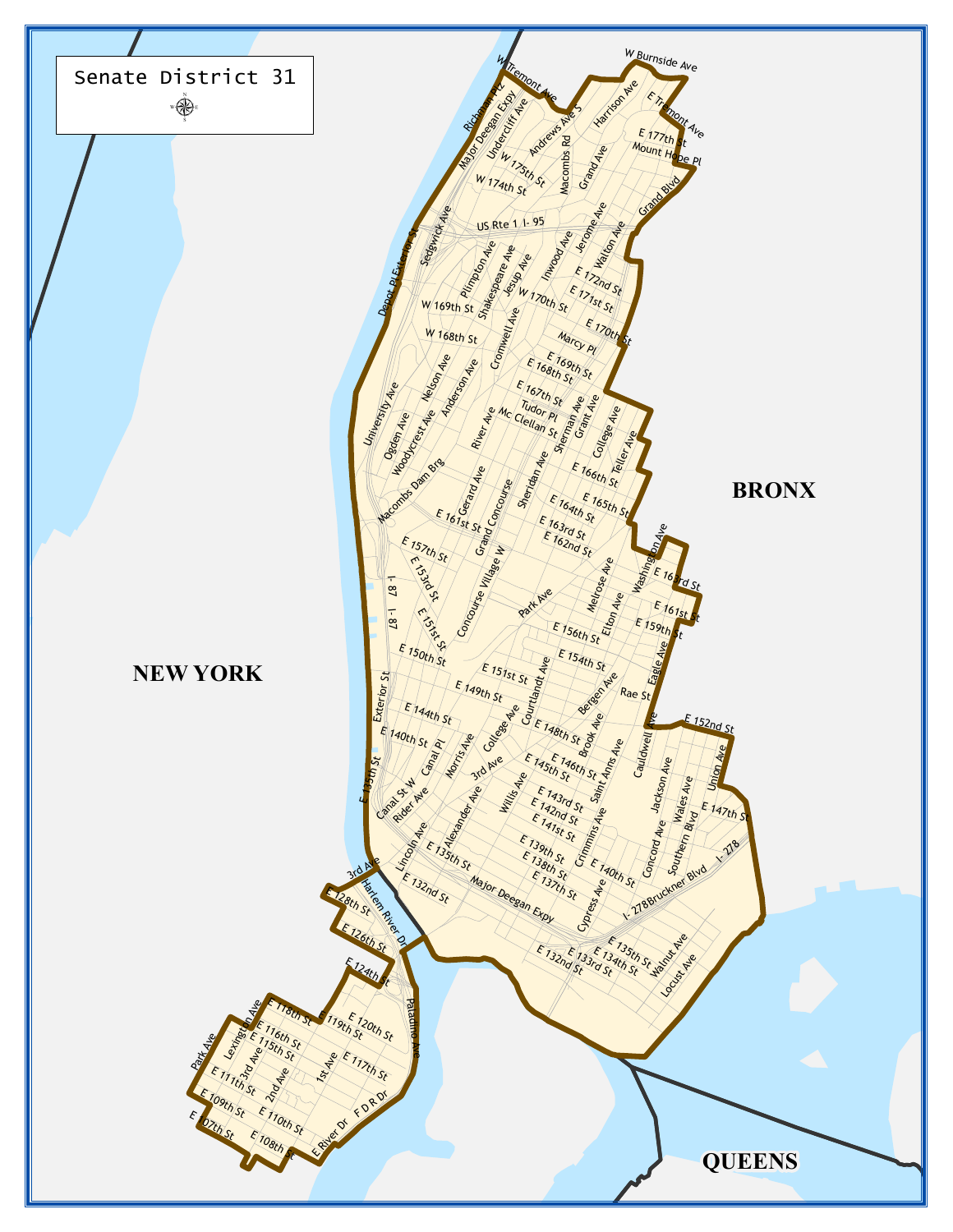# Senate District 31

BRONX

NEW YORK

QUEENS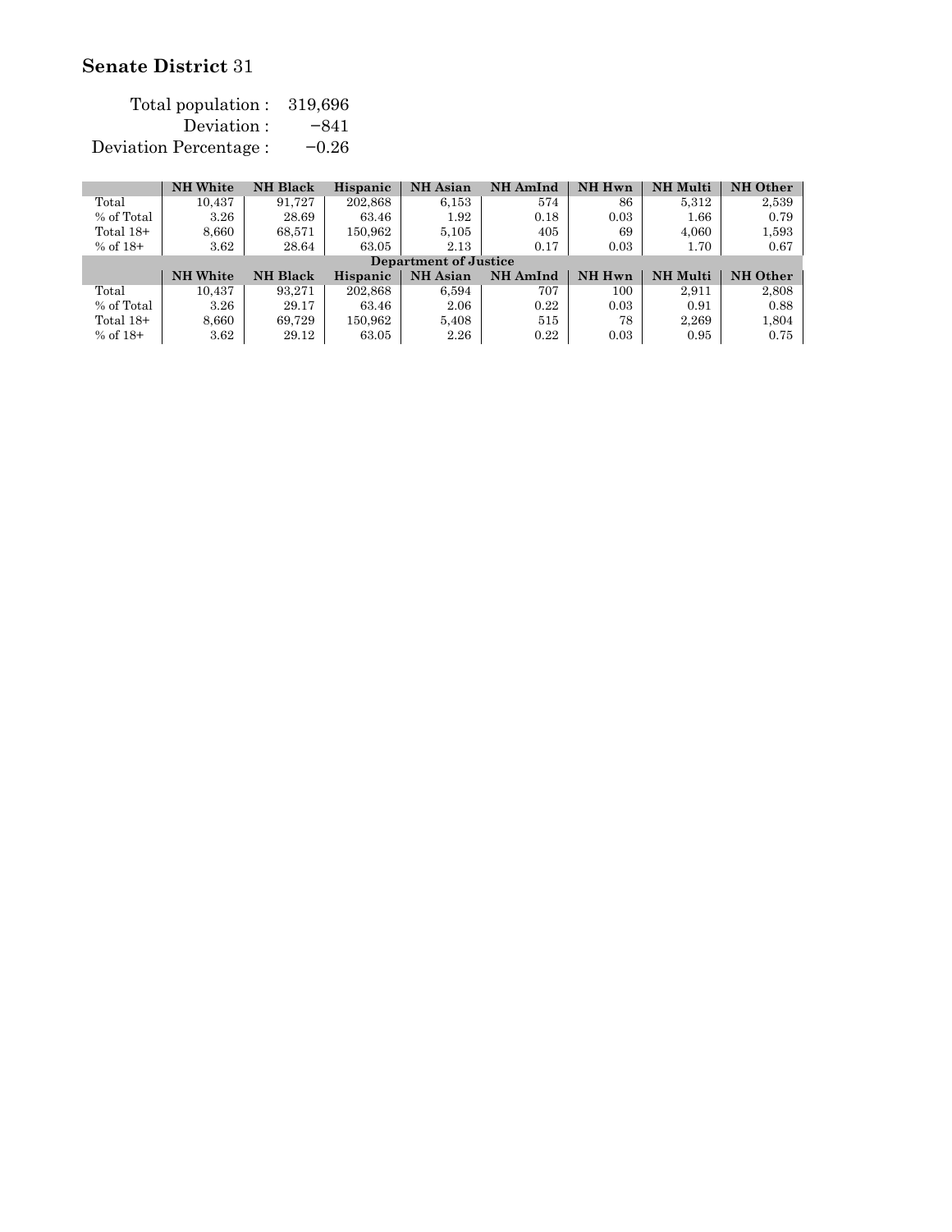## Senate District 31

| | |
|---|---|
| Total population : | 319,696 |
| Deviation : | −841 |
| Deviation Percentage : | −0.26 |

| | NH White | NH Black | Hispanic | NH Asian | NH AmInd | NH Hwn | NH Multi | NH Other |
|---|---|---|---|---|---|---|---|---|
| Total | 10,437 | 91,727 | 202,868 | 6,153 | 574 | 86 | 5,312 | 2,539 |
| % of Total | 3.26 | 28.69 | 63.46 | 1.92 | 0.18 | 0.03 | 1.66 | 0.79 |
| Total 18+ | 8,660 | 68,571 | 150,962 | 5,105 | 405 | 69 | 4,060 | 1,593 |
| % of 18+ | 3.62 | 28.64 | 63.05 | 2.13 | 0.17 | 0.03 | 1.70 | 0.67 |
| **Department of Justice** | | | | | | | | |
| | NH White | NH Black | Hispanic | NH Asian | NH AmInd | NH Hwn | NH Multi | NH Other |
| Total | 10,437 | 93,271 | 202,868 | 6,594 | 707 | 100 | 2,911 | 2,808 |
| % of Total | 3.26 | 29.17 | 63.46 | 2.06 | 0.22 | 0.03 | 0.91 | 0.88 |
| Total 18+ | 8,660 | 69,729 | 150,962 | 5,408 | 515 | 78 | 2,269 | 1,804 |
| % of 18+ | 3.62 | 29.12 | 63.05 | 2.26 | 0.22 | 0.03 | 0.95 | 0.75 |